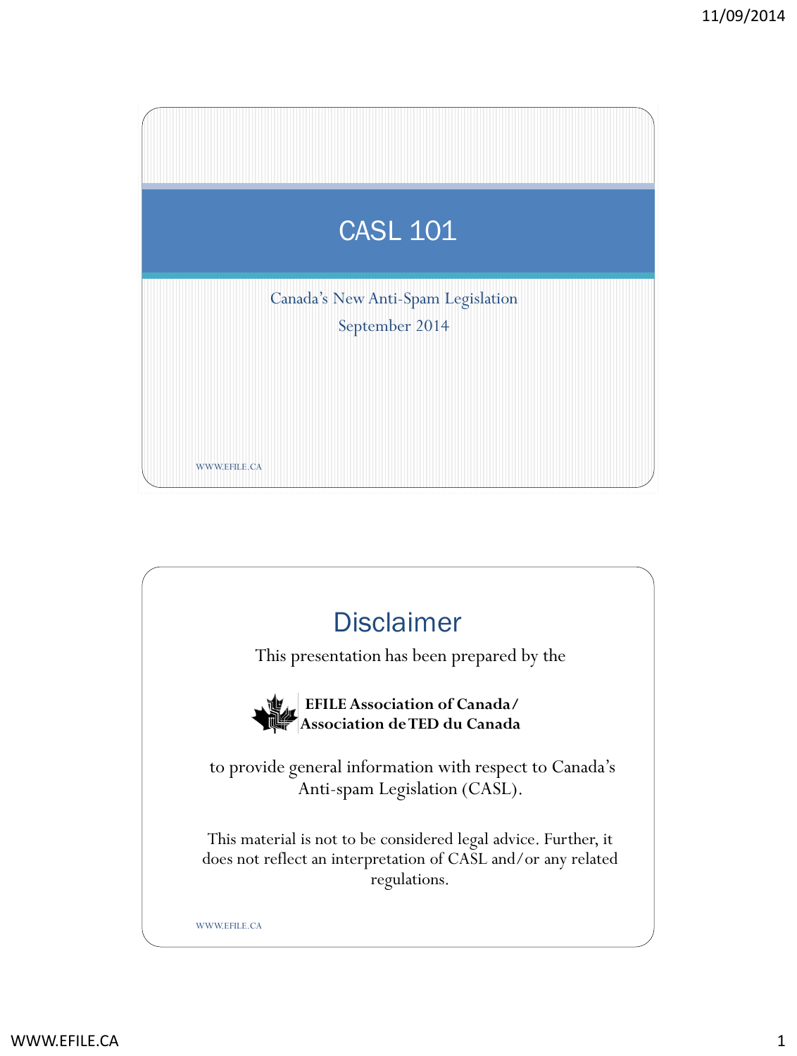# CASL 101

Canada's New Anti-Spam Legislation

September 2014

WWW.EFILE.CA

## Disclaimer

This presentation has been prepared by the

**EFILE Association of Canada/ Association de TED du Canada**

to provide general information with respect to Canada's Anti-spam Legislation (CASL).

This material is not to be considered legal advice. Further, it does not reflect an interpretation of CASL and/or any related regulations.

WWW.EFILE.CA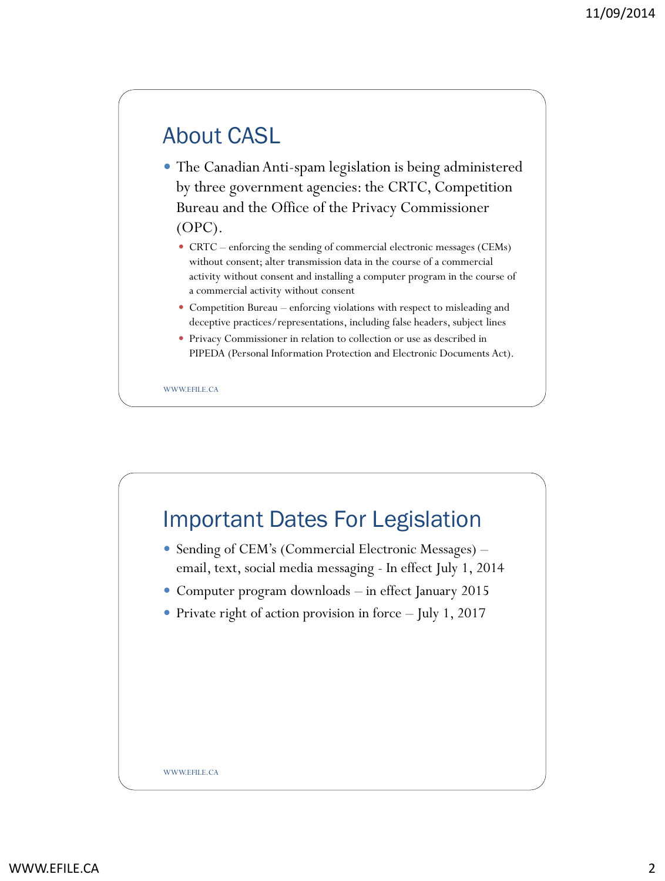## About CASL

- The Canadian Anti-spam legislation is being administered by three government agencies: the CRTC, Competition Bureau and the Office of the Privacy Commissioner (OPC).
  - CRTC – enforcing the sending of commercial electronic messages (CEMs) without consent; alter transmission data in the course of a commercial activity without consent and installing a computer program in the course of a commercial activity without consent
  - Competition Bureau – enforcing violations with respect to misleading and deceptive practices/representations, including false headers, subject lines
  - Privacy Commissioner in relation to collection or use as described in PIPEDA (Personal Information Protection and Electronic Documents Act).

## Important Dates For Legislation

- Sending of CEM's (Commercial Electronic Messages) – email, text, social media messaging - In effect July 1, 2014
- Computer program downloads – in effect January 2015
- Private right of action provision in force – July 1, 2017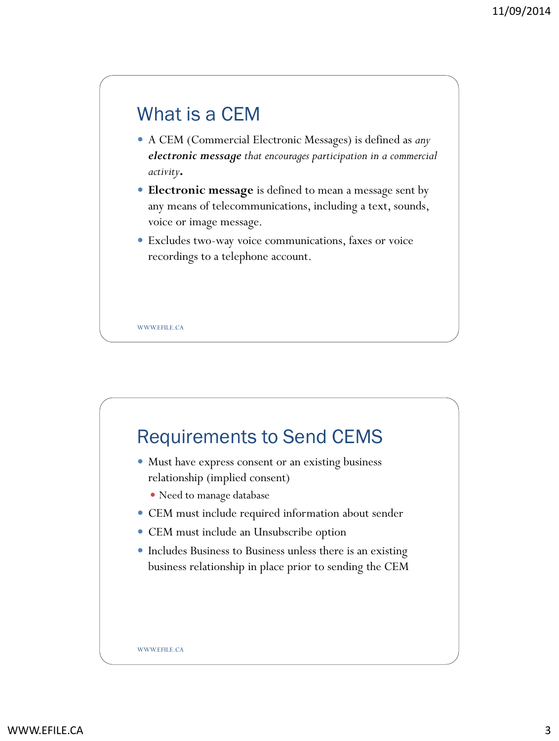## What is a CEM

- A CEM (Commercial Electronic Messages) is defined as *any **electronic message** that encourages participation in a commercial activity**.***
- **Electronic message** is defined to mean a message sent by any means of telecommunications, including a text, sounds, voice or image message.
- Excludes two-way voice communications, faxes or voice recordings to a telephone account.

WWW.EFILE.CA

## Requirements to Send CEMS

- Must have express consent or an existing business relationship (implied consent)
  - Need to manage database
- CEM must include required information about sender
- CEM must include an Unsubscribe option
- Includes Business to Business unless there is an existing business relationship in place prior to sending the CEM

WWW.EFILE.CA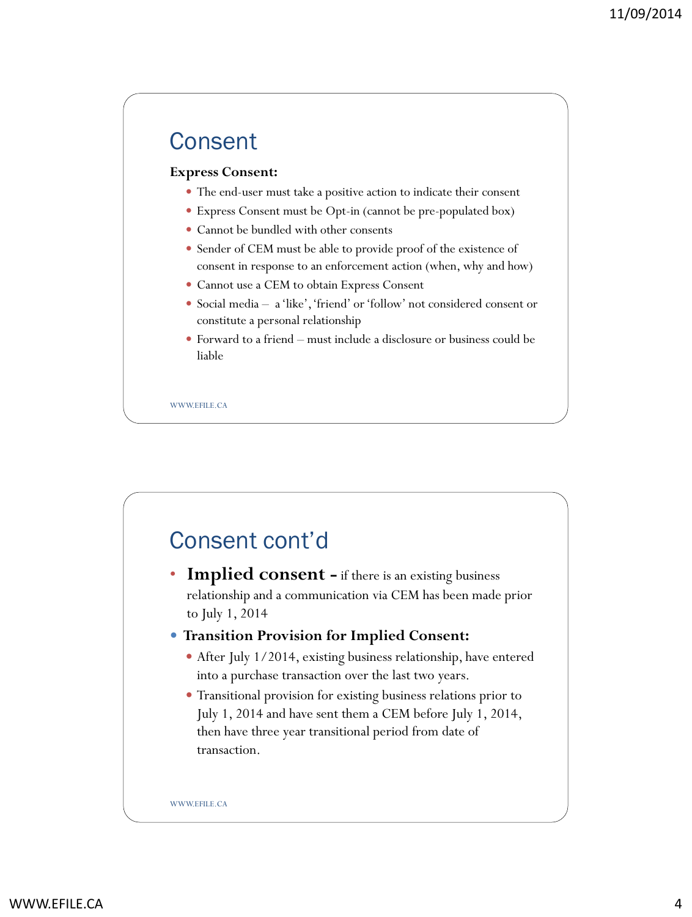## Consent

**Express Consent:**

- The end-user must take a positive action to indicate their consent
- Express Consent must be Opt-in (cannot be pre-populated box)
- Cannot be bundled with other consents
- Sender of CEM must be able to provide proof of the existence of consent in response to an enforcement action (when, why and how)
- Cannot use a CEM to obtain Express Consent
- Social media – a 'like', 'friend' or 'follow' not considered consent or constitute a personal relationship
- Forward to a friend – must include a disclosure or business could be liable

## Consent cont'd

- **Implied consent –** if there is an existing business relationship and a communication via CEM has been made prior to July 1, 2014
- **Transition Provision for Implied Consent:**
  - After July 1/2014, existing business relationship, have entered into a purchase transaction over the last two years.
  - Transitional provision for existing business relations prior to July 1, 2014 and have sent them a CEM before July 1, 2014, then have three year transitional period from date of transaction.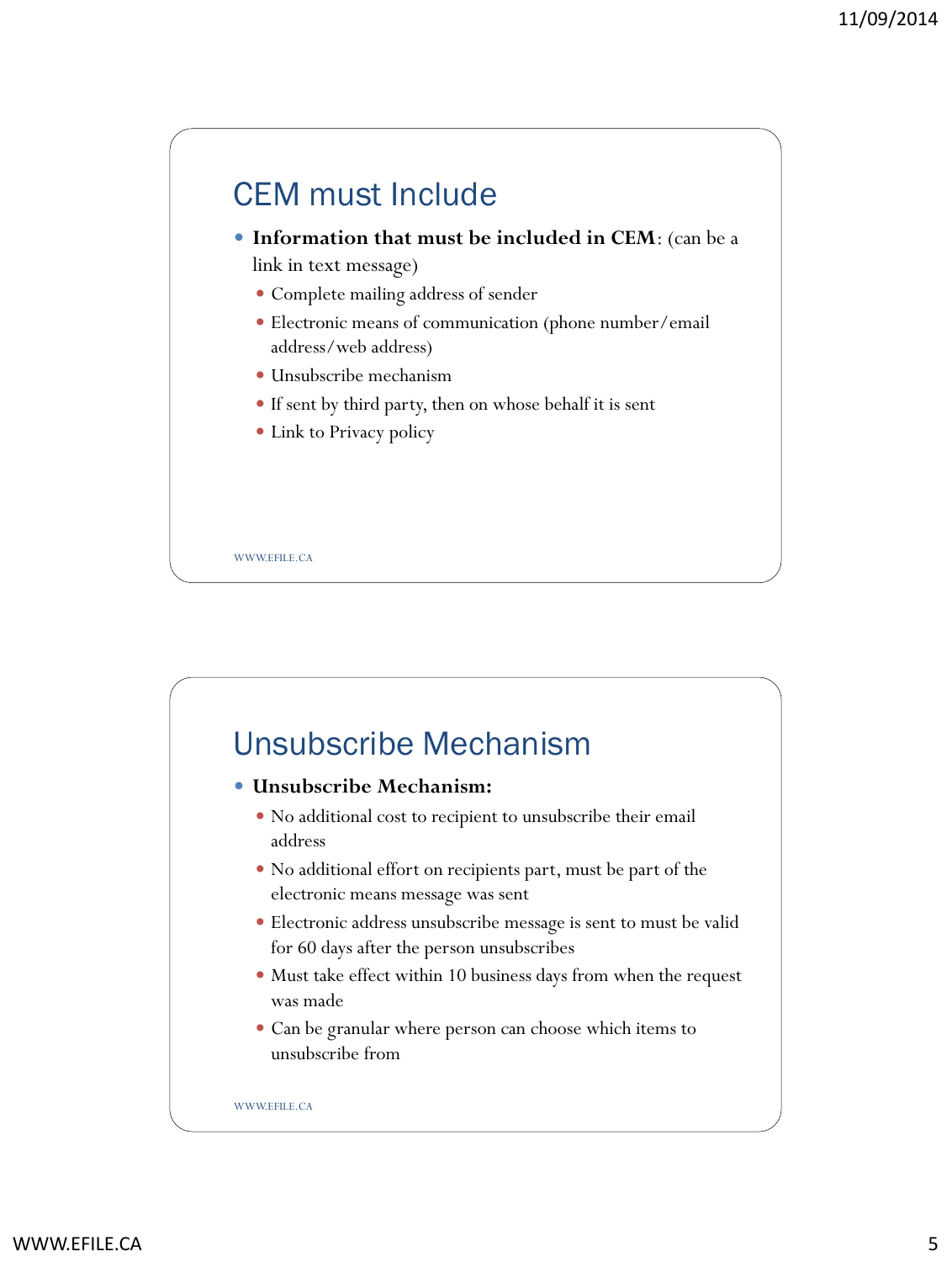## CEM must Include

- **Information that must be included in CEM**: (can be a link in text message)
  - Complete mailing address of sender
  - Electronic means of communication (phone number/email address/web address)
  - Unsubscribe mechanism
  - If sent by third party, then on whose behalf it is sent
  - Link to Privacy policy

WWW.EFILE.CA

## Unsubscribe Mechanism

- **Unsubscribe Mechanism:**
  - No additional cost to recipient to unsubscribe their email address
  - No additional effort on recipients part, must be part of the electronic means message was sent
  - Electronic address unsubscribe message is sent to must be valid for 60 days after the person unsubscribes
  - Must take effect within 10 business days from when the request was made
  - Can be granular where person can choose which items to unsubscribe from

WWW.EFILE.CA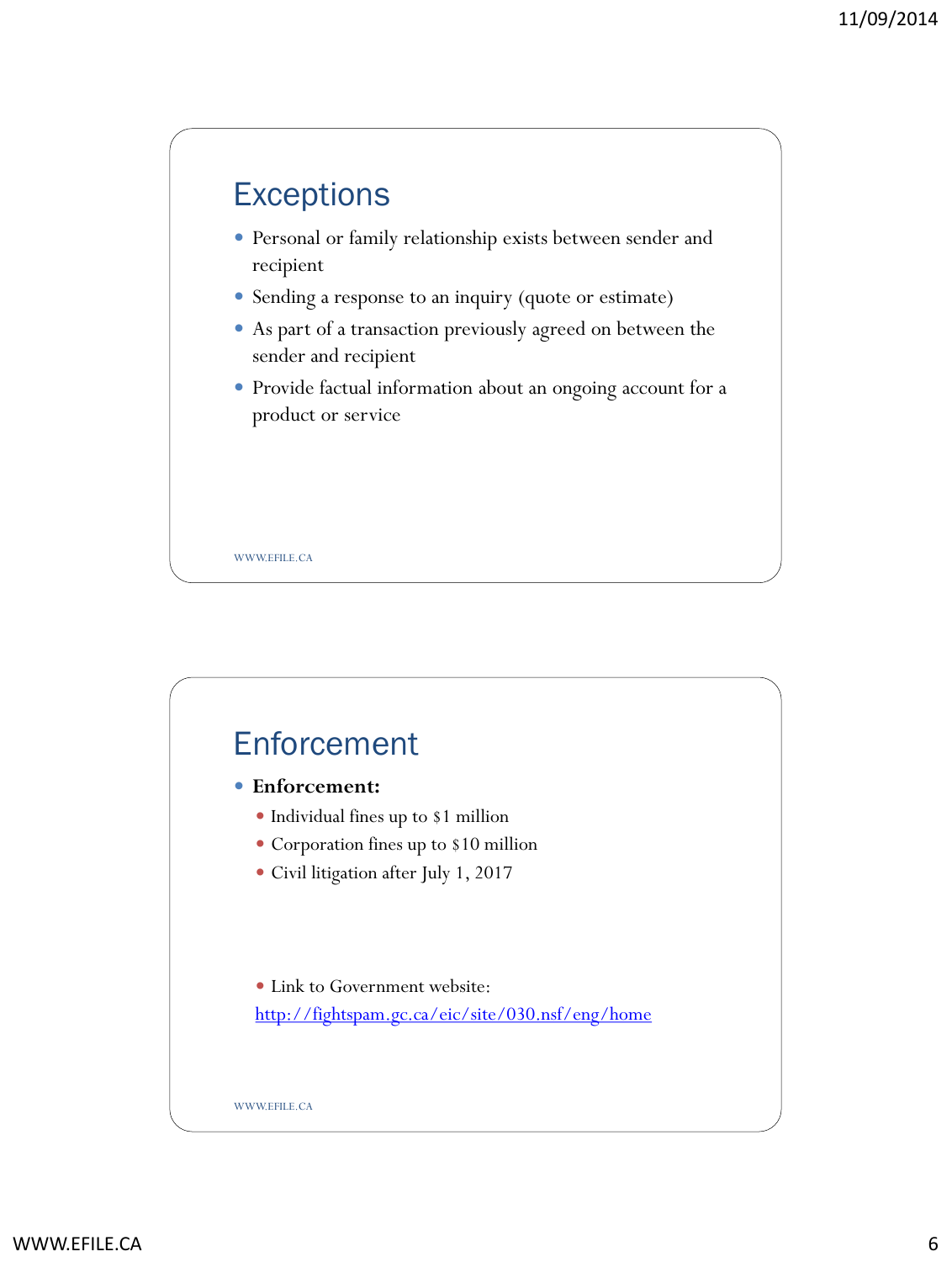## Exceptions

- Personal or family relationship exists between sender and recipient
- Sending a response to an inquiry (quote or estimate)
- As part of a transaction previously agreed on between the sender and recipient
- Provide factual information about an ongoing account for a product or service

WWW.EFILE.CA

## Enforcement

- **Enforcement:**
  - Individual fines up to $1 million
  - Corporation fines up to $10 million
  - Civil litigation after July 1, 2017

  - Link to Government website: http://fightspam.gc.ca/eic/site/030.nsf/eng/home

WWW.EFILE.CA